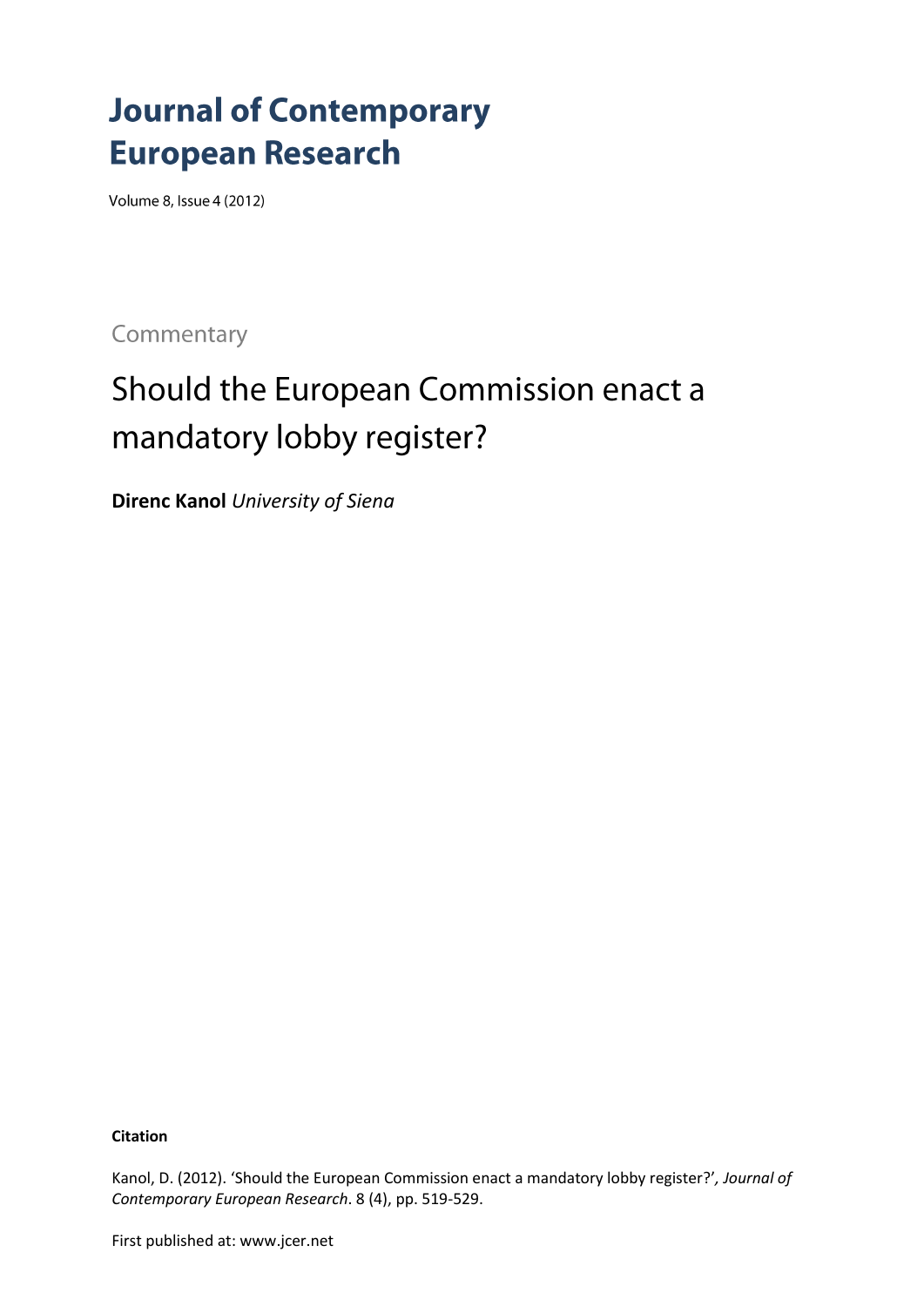# Journal of Contemporary European Research

Volume 8, Issue 4 (2012)

Commentary

## Should the European Commission enact a mandatory lobby register?

**Direnc Kanol** *University of Siena*

**Citation**

Kanol, D. (2012). 'Should the European Commission enact a mandatory lobby register?', *Journal of Contemporary European Research*. 8 (4), pp. 519-529.

First published at: www.jcer.net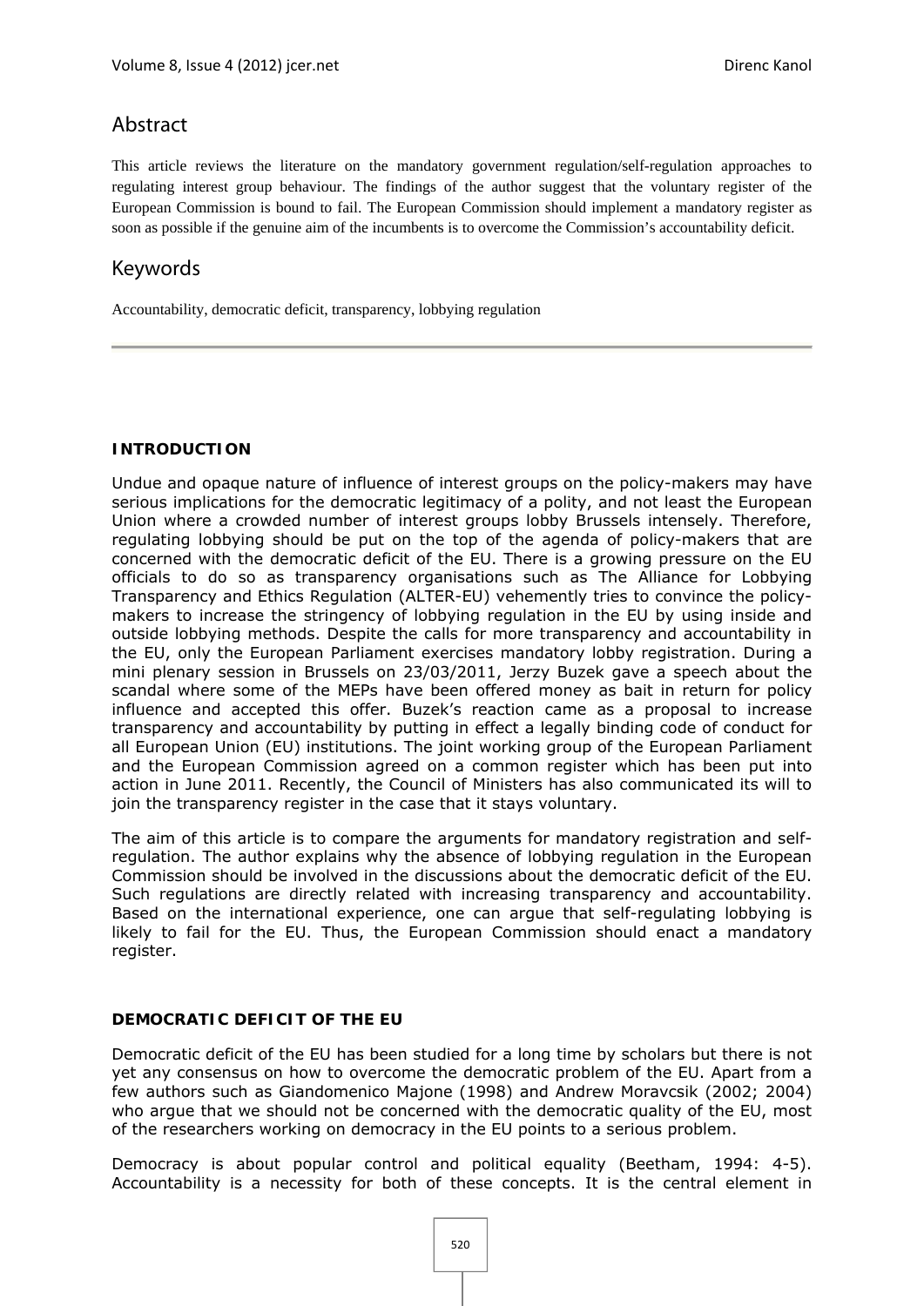## Abstract

This article reviews the literature on the mandatory government regulation/self-regulation approaches to regulating interest group behaviour. The findings of the author suggest that the voluntary register of the European Commission is bound to fail. The European Commission should implement a mandatory register as soon as possible if the genuine aim of the incumbents is to overcome the Commission's accountability deficit.

## Keywords

Accountability, democratic deficit, transparency, lobbying regulation

### INTRODUCTION

Undue and opaque nature of influence of interest groups on the policy-makers may have serious implications for the democratic legitimacy of a polity, and not least the European Union where a crowded number of interest groups lobby Brussels intensely. Therefore, regulating lobbying should be put on the top of the agenda of policy-makers that are concerned with the democratic deficit of the EU. There is a growing pressure on the EU officials to do so as transparency organisations such as The Alliance for Lobbying Transparency and Ethics Regulation (ALTER-EU) vehemently tries to convince the policy-makers to increase the stringency of lobbying regulation in the EU by using inside and outside lobbying methods. Despite the calls for more transparency and accountability in the EU, only the European Parliament exercises mandatory lobby registration. During a mini plenary session in Brussels on 23/03/2011, Jerzy Buzek gave a speech about the scandal where some of the MEPs have been offered money as bait in return for policy influence and accepted this offer. Buzek's reaction came as a proposal to increase transparency and accountability by putting in effect a legally binding code of conduct for all European Union (EU) institutions. The joint working group of the European Parliament and the European Commission agreed on a common register which has been put into action in June 2011. Recently, the Council of Ministers has also communicated its will to join the transparency register in the case that it stays voluntary.

The aim of this article is to compare the arguments for mandatory registration and self-regulation. The author explains why the absence of lobbying regulation in the European Commission should be involved in the discussions about the democratic deficit of the EU. Such regulations are directly related with increasing transparency and accountability. Based on the international experience, one can argue that self-regulating lobbying is likely to fail for the EU. Thus, the European Commission should enact a mandatory register.

### DEMOCRATIC DEFICIT OF THE EU

Democratic deficit of the EU has been studied for a long time by scholars but there is not yet any consensus on how to overcome the democratic problem of the EU. Apart from a few authors such as Giandomenico Majone (1998) and Andrew Moravcsik (2002; 2004) who argue that we should not be concerned with the democratic quality of the EU, most of the researchers working on democracy in the EU points to a serious problem.

Democracy is about popular control and political equality (Beetham, 1994: 4-5). Accountability is a necessity for both of these concepts. It is the central element in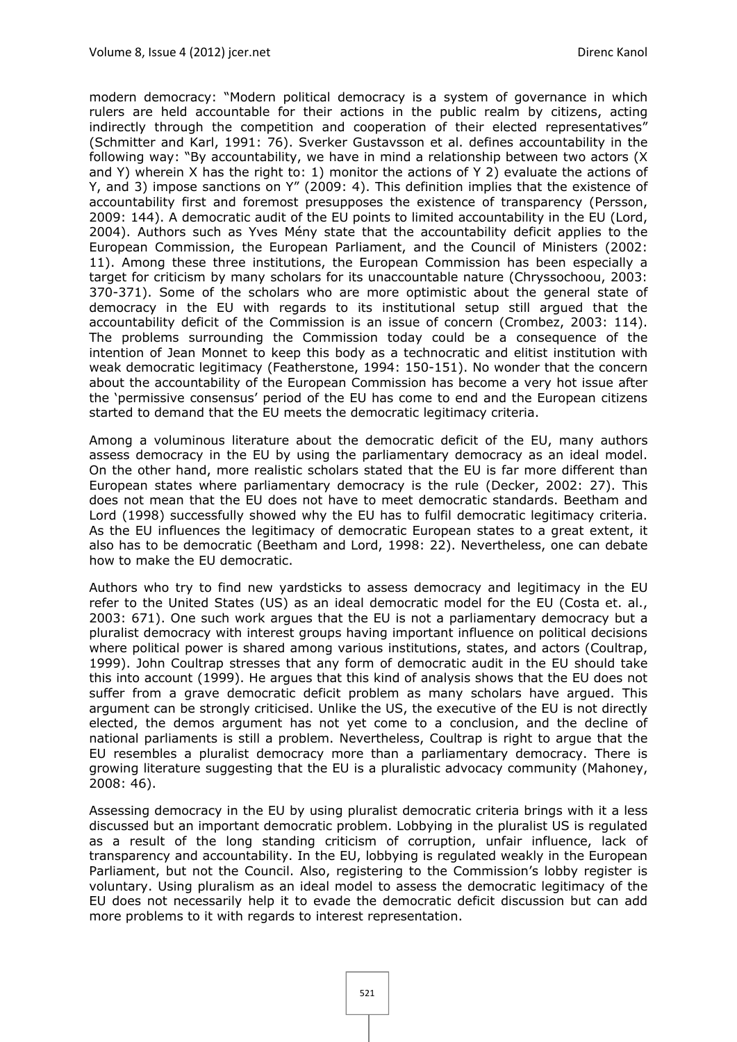modern democracy: "Modern political democracy is a system of governance in which rulers are held accountable for their actions in the public realm by citizens, acting indirectly through the competition and cooperation of their elected representatives" (Schmitter and Karl, 1991: 76). Sverker Gustavsson et al. defines accountability in the following way: "By accountability, we have in mind a relationship between two actors (X and Y) wherein X has the right to: 1) monitor the actions of Y 2) evaluate the actions of Y, and 3) impose sanctions on Y" (2009: 4). This definition implies that the existence of accountability first and foremost presupposes the existence of transparency (Persson, 2009: 144). A democratic audit of the EU points to limited accountability in the EU (Lord, 2004). Authors such as Yves Mény state that the accountability deficit applies to the European Commission, the European Parliament, and the Council of Ministers (2002: 11). Among these three institutions, the European Commission has been especially a target for criticism by many scholars for its unaccountable nature (Chryssochoou, 2003: 370-371). Some of the scholars who are more optimistic about the general state of democracy in the EU with regards to its institutional setup still argued that the accountability deficit of the Commission is an issue of concern (Crombez, 2003: 114). The problems surrounding the Commission today could be a consequence of the intention of Jean Monnet to keep this body as a technocratic and elitist institution with weak democratic legitimacy (Featherstone, 1994: 150-151). No wonder that the concern about the accountability of the European Commission has become a very hot issue after the 'permissive consensus' period of the EU has come to end and the European citizens started to demand that the EU meets the democratic legitimacy criteria.

Among a voluminous literature about the democratic deficit of the EU, many authors assess democracy in the EU by using the parliamentary democracy as an ideal model. On the other hand, more realistic scholars stated that the EU is far more different than European states where parliamentary democracy is the rule (Decker, 2002: 27). This does not mean that the EU does not have to meet democratic standards. Beetham and Lord (1998) successfully showed why the EU has to fulfil democratic legitimacy criteria. As the EU influences the legitimacy of democratic European states to a great extent, it also has to be democratic (Beetham and Lord, 1998: 22). Nevertheless, one can debate how to make the EU democratic.

Authors who try to find new yardsticks to assess democracy and legitimacy in the EU refer to the United States (US) as an ideal democratic model for the EU (Costa et. al., 2003: 671). One such work argues that the EU is not a parliamentary democracy but a pluralist democracy with interest groups having important influence on political decisions where political power is shared among various institutions, states, and actors (Coultrap, 1999). John Coultrap stresses that any form of democratic audit in the EU should take this into account (1999). He argues that this kind of analysis shows that the EU does not suffer from a grave democratic deficit problem as many scholars have argued. This argument can be strongly criticised. Unlike the US, the executive of the EU is not directly elected, the demos argument has not yet come to a conclusion, and the decline of national parliaments is still a problem. Nevertheless, Coultrap is right to argue that the EU resembles a pluralist democracy more than a parliamentary democracy. There is growing literature suggesting that the EU is a pluralistic advocacy community (Mahoney, 2008: 46).

Assessing democracy in the EU by using pluralist democratic criteria brings with it a less discussed but an important democratic problem. Lobbying in the pluralist US is regulated as a result of the long standing criticism of corruption, unfair influence, lack of transparency and accountability. In the EU, lobbying is regulated weakly in the European Parliament, but not the Council. Also, registering to the Commission's lobby register is voluntary. Using pluralism as an ideal model to assess the democratic legitimacy of the EU does not necessarily help it to evade the democratic deficit discussion but can add more problems to it with regards to interest representation.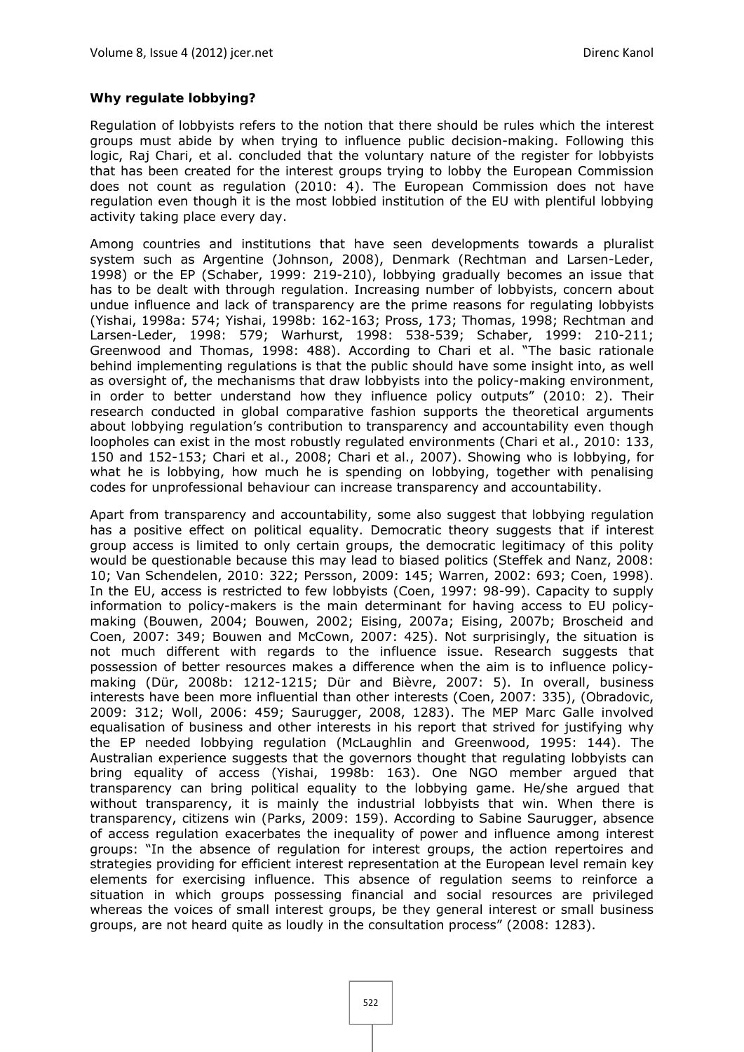**Why regulate lobbying?**

Regulation of lobbyists refers to the notion that there should be rules which the interest groups must abide by when trying to influence public decision-making. Following this logic, Raj Chari, et al. concluded that the voluntary nature of the register for lobbyists that has been created for the interest groups trying to lobby the European Commission does not count as regulation (2010: 4). The European Commission does not have regulation even though it is the most lobbied institution of the EU with plentiful lobbying activity taking place every day.

Among countries and institutions that have seen developments towards a pluralist system such as Argentine (Johnson, 2008), Denmark (Rechtman and Larsen-Leder, 1998) or the EP (Schaber, 1999: 219-210), lobbying gradually becomes an issue that has to be dealt with through regulation. Increasing number of lobbyists, concern about undue influence and lack of transparency are the prime reasons for regulating lobbyists (Yishai, 1998a: 574; Yishai, 1998b: 162-163; Pross, 173; Thomas, 1998; Rechtman and Larsen-Leder, 1998: 579; Warhurst, 1998: 538-539; Schaber, 1999: 210-211; Greenwood and Thomas, 1998: 488). According to Chari et al. "The basic rationale behind implementing regulations is that the public should have some insight into, as well as oversight of, the mechanisms that draw lobbyists into the policy-making environment, in order to better understand how they influence policy outputs" (2010: 2). Their research conducted in global comparative fashion supports the theoretical arguments about lobbying regulation's contribution to transparency and accountability even though loopholes can exist in the most robustly regulated environments (Chari et al., 2010: 133, 150 and 152-153; Chari et al., 2008; Chari et al., 2007). Showing who is lobbying, for what he is lobbying, how much he is spending on lobbying, together with penalising codes for unprofessional behaviour can increase transparency and accountability.

Apart from transparency and accountability, some also suggest that lobbying regulation has a positive effect on political equality. Democratic theory suggests that if interest group access is limited to only certain groups, the democratic legitimacy of this polity would be questionable because this may lead to biased politics (Steffek and Nanz, 2008: 10; Van Schendelen, 2010: 322; Persson, 2009: 145; Warren, 2002: 693; Coen, 1998). In the EU, access is restricted to few lobbyists (Coen, 1997: 98-99). Capacity to supply information to policy-makers is the main determinant for having access to EU policy-making (Bouwen, 2004; Bouwen, 2002; Eising, 2007a; Eising, 2007b; Broscheid and Coen, 2007: 349; Bouwen and McCown, 2007: 425). Not surprisingly, the situation is not much different with regards to the influence issue. Research suggests that possession of better resources makes a difference when the aim is to influence policy-making (Dür, 2008b: 1212-1215; Dür and Bièvre, 2007: 5). In overall, business interests have been more influential than other interests (Coen, 2007: 335), (Obradovic, 2009: 312; Woll, 2006: 459; Saurugger, 2008, 1283). The MEP Marc Galle involved equalisation of business and other interests in his report that strived for justifying why the EP needed lobbying regulation (McLaughlin and Greenwood, 1995: 144). The Australian experience suggests that the governors thought that regulating lobbyists can bring equality of access (Yishai, 1998b: 163). One NGO member argued that transparency can bring political equality to the lobbying game. He/she argued that without transparency, it is mainly the industrial lobbyists that win. When there is transparency, citizens win (Parks, 2009: 159). According to Sabine Saurugger, absence of access regulation exacerbates the inequality of power and influence among interest groups: "In the absence of regulation for interest groups, the action repertoires and strategies providing for efficient interest representation at the European level remain key elements for exercising influence. This absence of regulation seems to reinforce a situation in which groups possessing financial and social resources are privileged whereas the voices of small interest groups, be they general interest or small business groups, are not heard quite as loudly in the consultation process" (2008: 1283).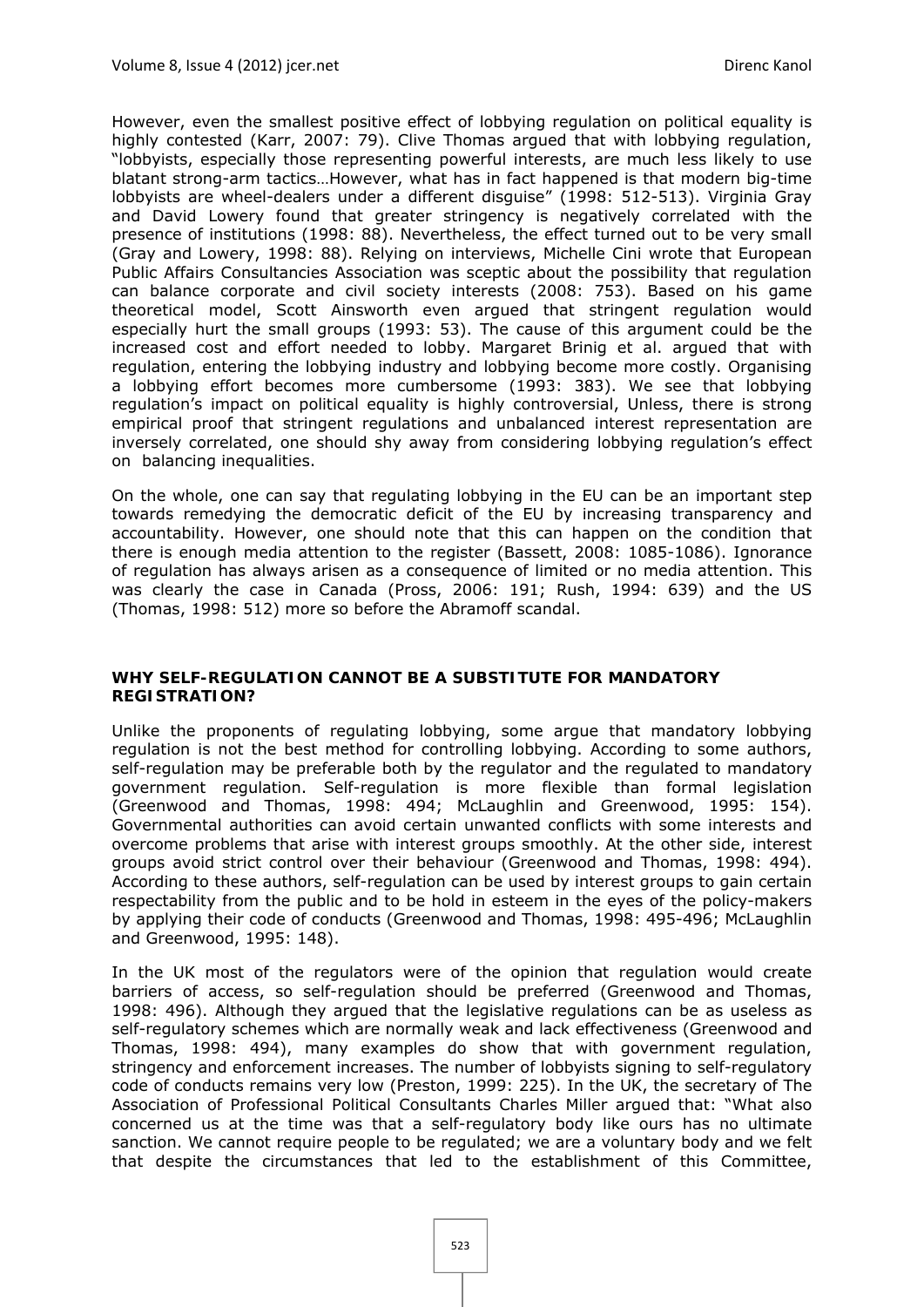However, even the smallest positive effect of lobbying regulation on political equality is highly contested (Karr, 2007: 79). Clive Thomas argued that with lobbying regulation, "lobbyists, especially those representing powerful interests, are much less likely to use blatant strong-arm tactics…However, what has in fact happened is that modern big-time lobbyists are wheel-dealers under a different disguise" (1998: 512-513). Virginia Gray and David Lowery found that greater stringency is negatively correlated with the presence of institutions (1998: 88). Nevertheless, the effect turned out to be very small (Gray and Lowery, 1998: 88). Relying on interviews, Michelle Cini wrote that European Public Affairs Consultancies Association was sceptic about the possibility that regulation can balance corporate and civil society interests (2008: 753). Based on his game theoretical model, Scott Ainsworth even argued that stringent regulation would especially hurt the small groups (1993: 53). The cause of this argument could be the increased cost and effort needed to lobby. Margaret Brinig et al. argued that with regulation, entering the lobbying industry and lobbying become more costly. Organising a lobbying effort becomes more cumbersome (1993: 383). We see that lobbying regulation's impact on political equality is highly controversial, Unless, there is strong empirical proof that stringent regulations and unbalanced interest representation are inversely correlated, one should shy away from considering lobbying regulation's effect on balancing inequalities.

On the whole, one can say that regulating lobbying in the EU can be an important step towards remedying the democratic deficit of the EU by increasing transparency and accountability. However, one should note that this can happen on the condition that there is enough media attention to the register (Bassett, 2008: 1085-1086). Ignorance of regulation has always arisen as a consequence of limited or no media attention. This was clearly the case in Canada (Pross, 2006: 191; Rush, 1994: 639) and the US (Thomas, 1998: 512) more so before the Abramoff scandal.

## WHY SELF-REGULATION CANNOT BE A SUBSTITUTE FOR MANDATORY REGISTRATION?

Unlike the proponents of regulating lobbying, some argue that mandatory lobbying regulation is not the best method for controlling lobbying. According to some authors, self-regulation may be preferable both by the regulator and the regulated to mandatory government regulation. Self-regulation is more flexible than formal legislation (Greenwood and Thomas, 1998: 494; McLaughlin and Greenwood, 1995: 154). Governmental authorities can avoid certain unwanted conflicts with some interests and overcome problems that arise with interest groups smoothly. At the other side, interest groups avoid strict control over their behaviour (Greenwood and Thomas, 1998: 494). According to these authors, self-regulation can be used by interest groups to gain certain respectability from the public and to be hold in esteem in the eyes of the policy-makers by applying their code of conducts (Greenwood and Thomas, 1998: 495-496; McLaughlin and Greenwood, 1995: 148).

In the UK most of the regulators were of the opinion that regulation would create barriers of access, so self-regulation should be preferred (Greenwood and Thomas, 1998: 496). Although they argued that the legislative regulations can be as useless as self-regulatory schemes which are normally weak and lack effectiveness (Greenwood and Thomas, 1998: 494), many examples do show that with government regulation, stringency and enforcement increases. The number of lobbyists signing to self-regulatory code of conducts remains very low (Preston, 1999: 225). In the UK, the secretary of The Association of Professional Political Consultants Charles Miller argued that: "What also concerned us at the time was that a self-regulatory body like ours has no ultimate sanction. We cannot require people to be regulated; we are a voluntary body and we felt that despite the circumstances that led to the establishment of this Committee,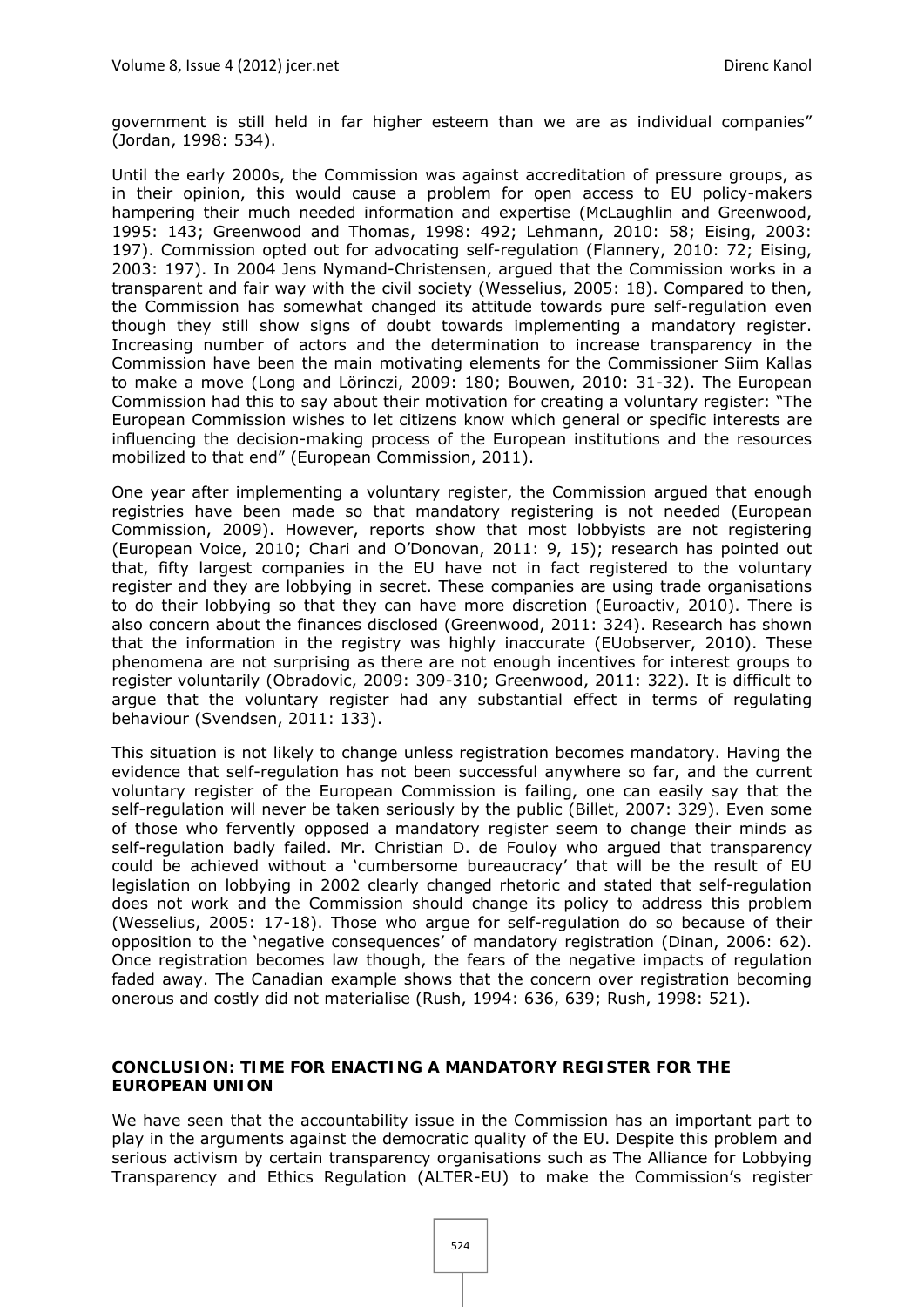government is still held in far higher esteem than we are as individual companies" (Jordan, 1998: 534).

Until the early 2000s, the Commission was against accreditation of pressure groups, as in their opinion, this would cause a problem for open access to EU policy-makers hampering their much needed information and expertise (McLaughlin and Greenwood, 1995: 143; Greenwood and Thomas, 1998: 492; Lehmann, 2010: 58; Eising, 2003: 197). Commission opted out for advocating self-regulation (Flannery, 2010: 72; Eising, 2003: 197). In 2004 Jens Nymand-Christensen, argued that the Commission works in a transparent and fair way with the civil society (Wesselius, 2005: 18). Compared to then, the Commission has somewhat changed its attitude towards pure self-regulation even though they still show signs of doubt towards implementing a mandatory register. Increasing number of actors and the determination to increase transparency in the Commission have been the main motivating elements for the Commissioner Siim Kallas to make a move (Long and Lörinczi, 2009: 180; Bouwen, 2010: 31-32). The European Commission had this to say about their motivation for creating a voluntary register: "The European Commission wishes to let citizens know which general or specific interests are influencing the decision-making process of the European institutions and the resources mobilized to that end" (European Commission, 2011).

One year after implementing a voluntary register, the Commission argued that enough registries have been made so that mandatory registering is not needed (European Commission, 2009). However, reports show that most lobbyists are not registering (European Voice, 2010; Chari and O'Donovan, 2011: 9, 15); research has pointed out that, fifty largest companies in the EU have not in fact registered to the voluntary register and they are lobbying in secret. These companies are using trade organisations to do their lobbying so that they can have more discretion (Euroactiv, 2010). There is also concern about the finances disclosed (Greenwood, 2011: 324). Research has shown that the information in the registry was highly inaccurate (EUobserver, 2010). These phenomena are not surprising as there are not enough incentives for interest groups to register voluntarily (Obradovic, 2009: 309-310; Greenwood, 2011: 322). It is difficult to argue that the voluntary register had any substantial effect in terms of regulating behaviour (Svendsen, 2011: 133).

This situation is not likely to change unless registration becomes mandatory. Having the evidence that self-regulation has not been successful anywhere so far, and the current voluntary register of the European Commission is failing, one can easily say that the self-regulation will never be taken seriously by the public (Billet, 2007: 329). Even some of those who fervently opposed a mandatory register seem to change their minds as self-regulation badly failed. Mr. Christian D. de Fouloy who argued that transparency could be achieved without a 'cumbersome bureaucracy' that will be the result of EU legislation on lobbying in 2002 clearly changed rhetoric and stated that self-regulation does not work and the Commission should change its policy to address this problem (Wesselius, 2005: 17-18). Those who argue for self-regulation do so because of their opposition to the 'negative consequences' of mandatory registration (Dinan, 2006: 62). Once registration becomes law though, the fears of the negative impacts of regulation faded away. The Canadian example shows that the concern over registration becoming onerous and costly did not materialise (Rush, 1994: 636, 639; Rush, 1998: 521).

## CONCLUSION: TIME FOR ENACTING A MANDATORY REGISTER FOR THE EUROPEAN UNION

We have seen that the accountability issue in the Commission has an important part to play in the arguments against the democratic quality of the EU. Despite this problem and serious activism by certain transparency organisations such as The Alliance for Lobbying Transparency and Ethics Regulation (ALTER-EU) to make the Commission's register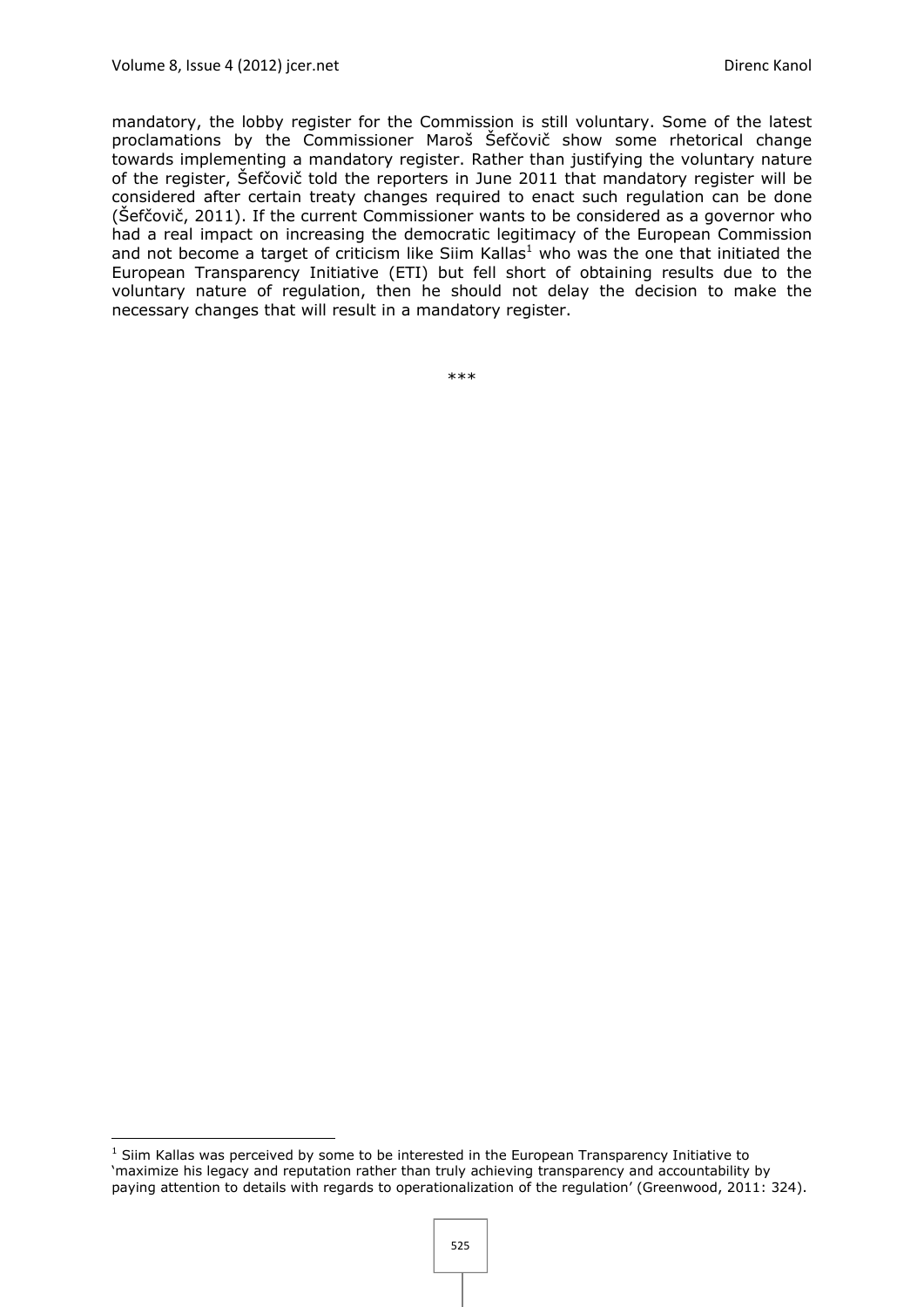mandatory, the lobby register for the Commission is still voluntary. Some of the latest proclamations by the Commissioner Maroš Šefčovič show some rhetorical change towards implementing a mandatory register. Rather than justifying the voluntary nature of the register, Šefčovič told the reporters in June 2011 that mandatory register will be considered after certain treaty changes required to enact such regulation can be done (Šefčovič, 2011). If the current Commissioner wants to be considered as a governor who had a real impact on increasing the democratic legitimacy of the European Commission and not become a target of criticism like Siim Kallas[1] who was the one that initiated the European Transparency Initiative (ETI) but fell short of obtaining results due to the voluntary nature of regulation, then he should not delay the decision to make the necessary changes that will result in a mandatory register.

***

[1] Siim Kallas was perceived by some to be interested in the European Transparency Initiative to 'maximize his legacy and reputation rather than truly achieving transparency and accountability by paying attention to details with regards to operationalization of the regulation' (Greenwood, 2011: 324).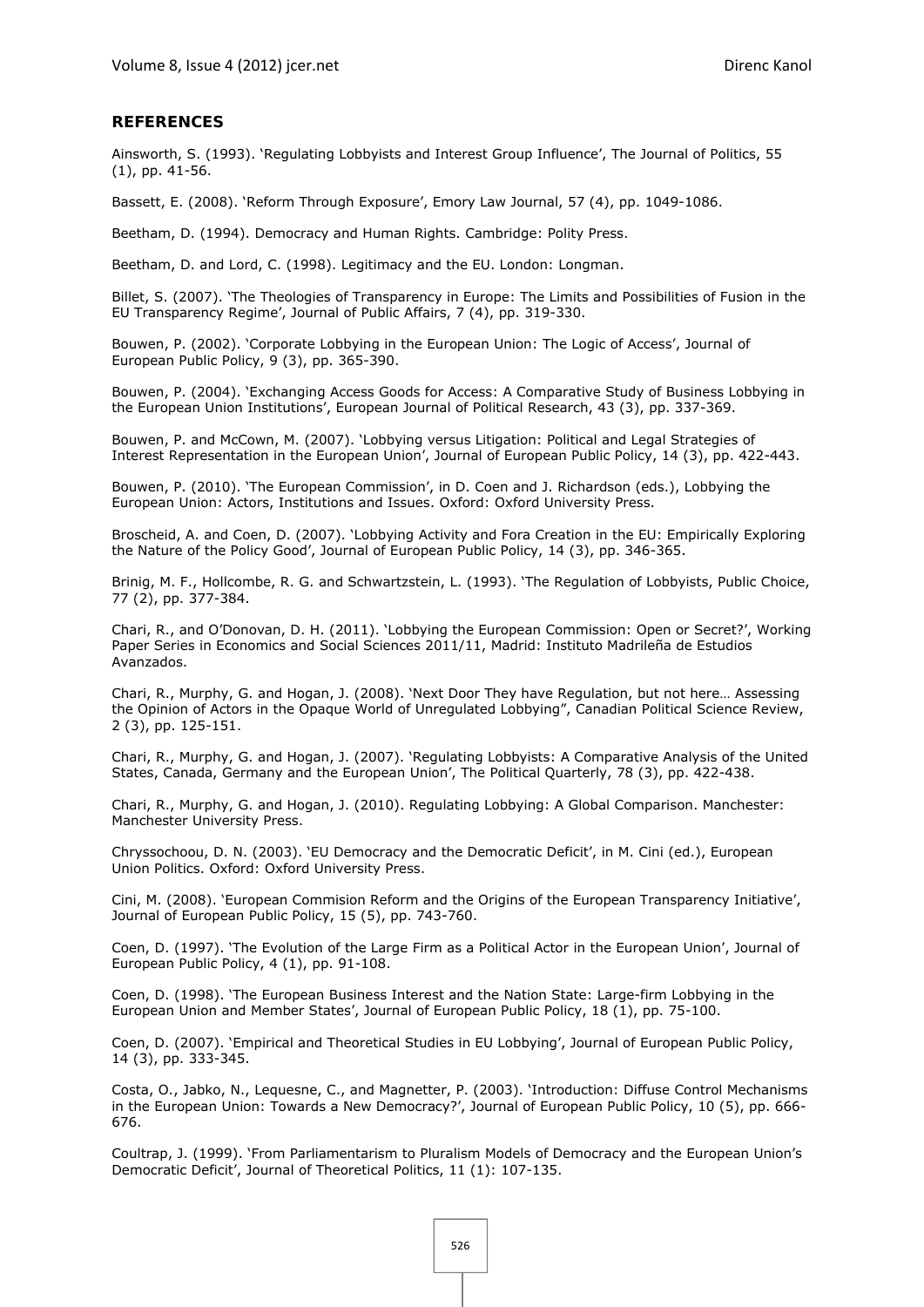## REFERENCES

Ainsworth, S. (1993). 'Regulating Lobbyists and Interest Group Influence', The Journal of Politics, 55 (1), pp. 41-56.

Bassett, E. (2008). 'Reform Through Exposure', Emory Law Journal, 57 (4), pp. 1049-1086.

Beetham, D. (1994). Democracy and Human Rights. Cambridge: Polity Press.

Beetham, D. and Lord, C. (1998). Legitimacy and the EU. London: Longman.

Billet, S. (2007). 'The Theologies of Transparency in Europe: The Limits and Possibilities of Fusion in the EU Transparency Regime', Journal of Public Affairs, 7 (4), pp. 319-330.

Bouwen, P. (2002). 'Corporate Lobbying in the European Union: The Logic of Access', Journal of European Public Policy, 9 (3), pp. 365-390.

Bouwen, P. (2004). 'Exchanging Access Goods for Access: A Comparative Study of Business Lobbying in the European Union Institutions', European Journal of Political Research, 43 (3), pp. 337-369.

Bouwen, P. and McCown, M. (2007). 'Lobbying versus Litigation: Political and Legal Strategies of Interest Representation in the European Union', Journal of European Public Policy, 14 (3), pp. 422-443.

Bouwen, P. (2010). 'The European Commission', in D. Coen and J. Richardson (eds.), Lobbying the European Union: Actors, Institutions and Issues. Oxford: Oxford University Press.

Broscheid, A. and Coen, D. (2007). 'Lobbying Activity and Fora Creation in the EU: Empirically Exploring the Nature of the Policy Good', Journal of European Public Policy, 14 (3), pp. 346-365.

Brinig, M. F., Hollcombe, R. G. and Schwartzstein, L. (1993). 'The Regulation of Lobbyists, Public Choice, 77 (2), pp. 377-384.

Chari, R., and O'Donovan, D. H. (2011). 'Lobbying the European Commission: Open or Secret?', Working Paper Series in Economics and Social Sciences 2011/11, Madrid: Instituto Madrileña de Estudios Avanzados.

Chari, R., Murphy, G. and Hogan, J. (2008). 'Next Door They have Regulation, but not here… Assessing the Opinion of Actors in the Opaque World of Unregulated Lobbying", Canadian Political Science Review, 2 (3), pp. 125-151.

Chari, R., Murphy, G. and Hogan, J. (2007). 'Regulating Lobbyists: A Comparative Analysis of the United States, Canada, Germany and the European Union', The Political Quarterly, 78 (3), pp. 422-438.

Chari, R., Murphy, G. and Hogan, J. (2010). Regulating Lobbying: A Global Comparison. Manchester: Manchester University Press.

Chryssochoou, D. N. (2003). 'EU Democracy and the Democratic Deficit', in M. Cini (ed.), European Union Politics. Oxford: Oxford University Press.

Cini, M. (2008). 'European Commision Reform and the Origins of the European Transparency Initiative', Journal of European Public Policy, 15 (5), pp. 743-760.

Coen, D. (1997). 'The Evolution of the Large Firm as a Political Actor in the European Union', Journal of European Public Policy, 4 (1), pp. 91-108.

Coen, D. (1998). 'The European Business Interest and the Nation State: Large-firm Lobbying in the European Union and Member States', Journal of European Public Policy, 18 (1), pp. 75-100.

Coen, D. (2007). 'Empirical and Theoretical Studies in EU Lobbying', Journal of European Public Policy, 14 (3), pp. 333-345.

Costa, O., Jabko, N., Lequesne, C., and Magnetter, P. (2003). 'Introduction: Diffuse Control Mechanisms in the European Union: Towards a New Democracy?', Journal of European Public Policy, 10 (5), pp. 666-676.

Coultrap, J. (1999). 'From Parliamentarism to Pluralism Models of Democracy and the European Union's Democratic Deficit', Journal of Theoretical Politics, 11 (1): 107-135.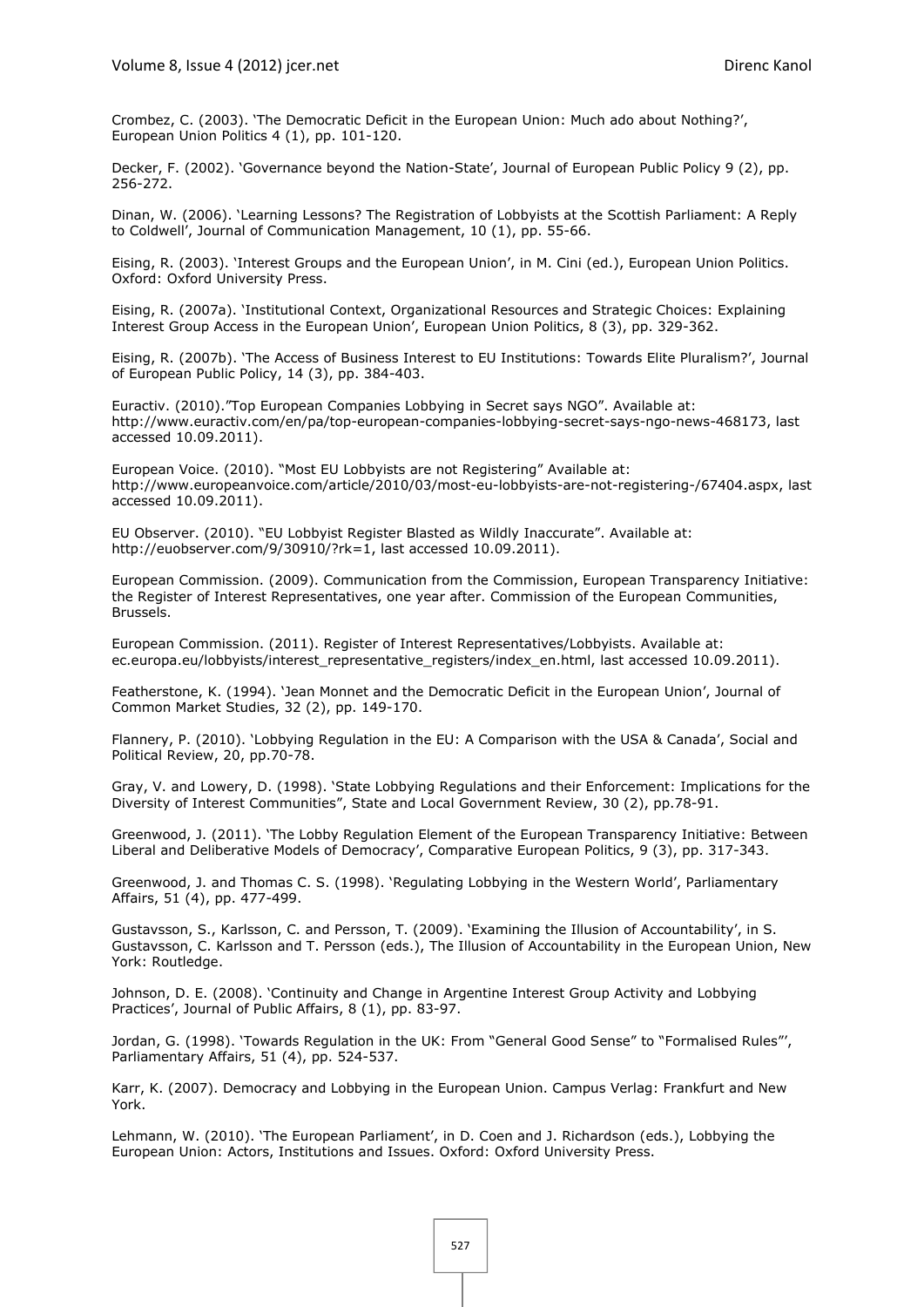Crombez, C. (2003). 'The Democratic Deficit in the European Union: Much ado about Nothing?', European Union Politics 4 (1), pp. 101-120.

Decker, F. (2002). 'Governance beyond the Nation-State', Journal of European Public Policy 9 (2), pp. 256-272.

Dinan, W. (2006). 'Learning Lessons? The Registration of Lobbyists at the Scottish Parliament: A Reply to Coldwell', Journal of Communication Management, 10 (1), pp. 55-66.

Eising, R. (2003). 'Interest Groups and the European Union', in M. Cini (ed.), European Union Politics. Oxford: Oxford University Press.

Eising, R. (2007a). 'Institutional Context, Organizational Resources and Strategic Choices: Explaining Interest Group Access in the European Union', European Union Politics, 8 (3), pp. 329-362.

Eising, R. (2007b). 'The Access of Business Interest to EU Institutions: Towards Elite Pluralism?', Journal of European Public Policy, 14 (3), pp. 384-403.

Euractiv. (2010)."Top European Companies Lobbying in Secret says NGO". Available at: http://www.euractiv.com/en/pa/top-european-companies-lobbying-secret-says-ngo-news-468173, last accessed 10.09.2011).

European Voice. (2010). "Most EU Lobbyists are not Registering" Available at: http://www.europeanvoice.com/article/2010/03/most-eu-lobbyists-are-not-registering-/67404.aspx, last accessed 10.09.2011).

EU Observer. (2010). "EU Lobbyist Register Blasted as Wildly Inaccurate". Available at: http://euobserver.com/9/30910/?rk=1, last accessed 10.09.2011).

European Commission. (2009). Communication from the Commission, European Transparency Initiative: the Register of Interest Representatives, one year after. Commission of the European Communities, Brussels.

European Commission. (2011). Register of Interest Representatives/Lobbyists. Available at: ec.europa.eu/lobbyists/interest_representative_registers/index_en.html, last accessed 10.09.2011).

Featherstone, K. (1994). 'Jean Monnet and the Democratic Deficit in the European Union', Journal of Common Market Studies, 32 (2), pp. 149-170.

Flannery, P. (2010). 'Lobbying Regulation in the EU: A Comparison with the USA & Canada', Social and Political Review, 20, pp.70-78.

Gray, V. and Lowery, D. (1998). 'State Lobbying Regulations and their Enforcement: Implications for the Diversity of Interest Communities", State and Local Government Review, 30 (2), pp.78-91.

Greenwood, J. (2011). 'The Lobby Regulation Element of the European Transparency Initiative: Between Liberal and Deliberative Models of Democracy', Comparative European Politics, 9 (3), pp. 317-343.

Greenwood, J. and Thomas C. S. (1998). 'Regulating Lobbying in the Western World', Parliamentary Affairs, 51 (4), pp. 477-499.

Gustavsson, S., Karlsson, C. and Persson, T. (2009). 'Examining the Illusion of Accountability', in S. Gustavsson, C. Karlsson and T. Persson (eds.), The Illusion of Accountability in the European Union, New York: Routledge.

Johnson, D. E. (2008). 'Continuity and Change in Argentine Interest Group Activity and Lobbying Practices', Journal of Public Affairs, 8 (1), pp. 83-97.

Jordan, G. (1998). 'Towards Regulation in the UK: From "General Good Sense" to "Formalised Rules"', Parliamentary Affairs, 51 (4), pp. 524-537.

Karr, K. (2007). Democracy and Lobbying in the European Union. Campus Verlag: Frankfurt and New York.

Lehmann, W. (2010). 'The European Parliament', in D. Coen and J. Richardson (eds.), Lobbying the European Union: Actors, Institutions and Issues. Oxford: Oxford University Press.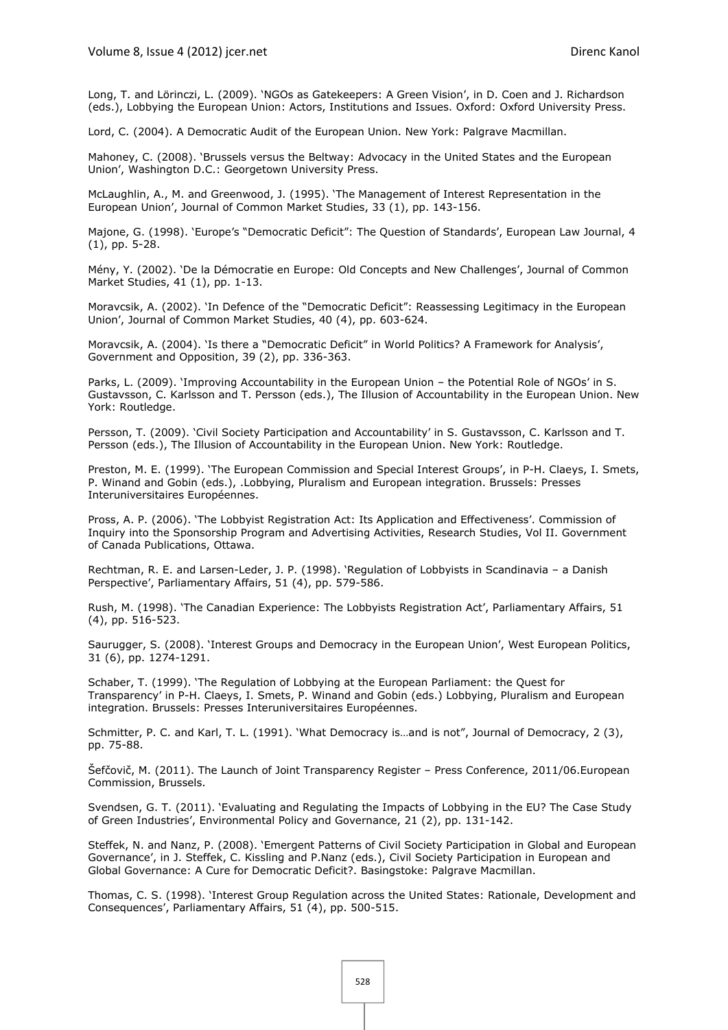Long, T. and Lörinczi, L. (2009). 'NGOs as Gatekeepers: A Green Vision', in D. Coen and J. Richardson (eds.), Lobbying the European Union: Actors, Institutions and Issues. Oxford: Oxford University Press.

Lord, C. (2004). A Democratic Audit of the European Union. New York: Palgrave Macmillan.

Mahoney, C. (2008). 'Brussels versus the Beltway: Advocacy in the United States and the European Union', Washington D.C.: Georgetown University Press.

McLaughlin, A., M. and Greenwood, J. (1995). 'The Management of Interest Representation in the European Union', Journal of Common Market Studies, 33 (1), pp. 143-156.

Majone, G. (1998). 'Europe's "Democratic Deficit": The Question of Standards', European Law Journal, 4 (1), pp. 5-28.

Mény, Y. (2002). 'De la Démocratie en Europe: Old Concepts and New Challenges', Journal of Common Market Studies, 41 (1), pp. 1-13.

Moravcsik, A. (2002). 'In Defence of the "Democratic Deficit": Reassessing Legitimacy in the European Union', Journal of Common Market Studies, 40 (4), pp. 603-624.

Moravcsik, A. (2004). 'Is there a "Democratic Deficit" in World Politics? A Framework for Analysis', Government and Opposition, 39 (2), pp. 336-363.

Parks, L. (2009). 'Improving Accountability in the European Union – the Potential Role of NGOs' in S. Gustavsson, C. Karlsson and T. Persson (eds.), The Illusion of Accountability in the European Union. New York: Routledge.

Persson, T. (2009). 'Civil Society Participation and Accountability' in S. Gustavsson, C. Karlsson and T. Persson (eds.), The Illusion of Accountability in the European Union. New York: Routledge.

Preston, M. E. (1999). 'The European Commission and Special Interest Groups', in P-H. Claeys, I. Smets, P. Winand and Gobin (eds.), .Lobbying, Pluralism and European integration. Brussels: Presses Interuniversitaires Européennes.

Pross, A. P. (2006). 'The Lobbyist Registration Act: Its Application and Effectiveness'. Commission of Inquiry into the Sponsorship Program and Advertising Activities, Research Studies, Vol II. Government of Canada Publications, Ottawa.

Rechtman, R. E. and Larsen-Leder, J. P. (1998). 'Regulation of Lobbyists in Scandinavia – a Danish Perspective', Parliamentary Affairs, 51 (4), pp. 579-586.

Rush, M. (1998). 'The Canadian Experience: The Lobbyists Registration Act', Parliamentary Affairs, 51 (4), pp. 516-523.

Saurugger, S. (2008). 'Interest Groups and Democracy in the European Union', West European Politics, 31 (6), pp. 1274-1291.

Schaber, T. (1999). 'The Regulation of Lobbying at the European Parliament: the Quest for Transparency' in P-H. Claeys, I. Smets, P. Winand and Gobin (eds.) Lobbying, Pluralism and European integration. Brussels: Presses Interuniversitaires Européennes.

Schmitter, P. C. and Karl, T. L. (1991). 'What Democracy is…and is not", Journal of Democracy, 2 (3), pp. 75-88.

Šefčovič, M. (2011). The Launch of Joint Transparency Register – Press Conference, 2011/06.European Commission, Brussels.

Svendsen, G. T. (2011). 'Evaluating and Regulating the Impacts of Lobbying in the EU? The Case Study of Green Industries', Environmental Policy and Governance, 21 (2), pp. 131-142.

Steffek, N. and Nanz, P. (2008). 'Emergent Patterns of Civil Society Participation in Global and European Governance', in J. Steffek, C. Kissling and P.Nanz (eds.), Civil Society Participation in European and Global Governance: A Cure for Democratic Deficit?. Basingstoke: Palgrave Macmillan.

Thomas, C. S. (1998). 'Interest Group Regulation across the United States: Rationale, Development and Consequences', Parliamentary Affairs, 51 (4), pp. 500-515.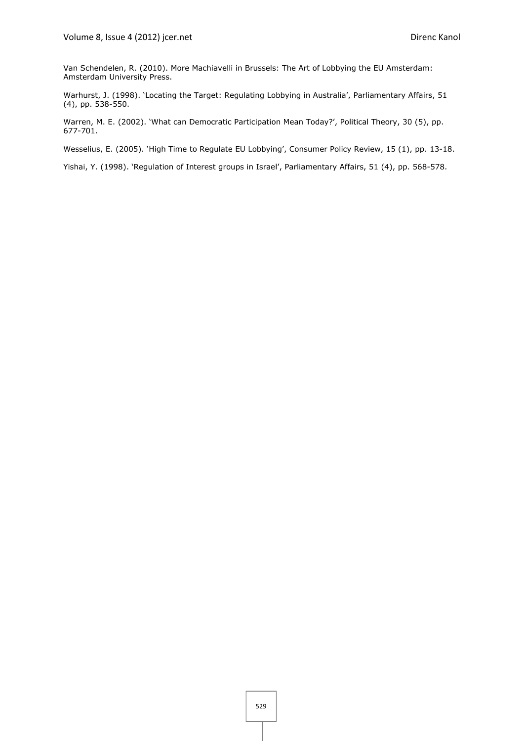Van Schendelen, R. (2010). More Machiavelli in Brussels: The Art of Lobbying the EU Amsterdam: Amsterdam University Press.

Warhurst, J. (1998). 'Locating the Target: Regulating Lobbying in Australia', Parliamentary Affairs, 51 (4), pp. 538-550.

Warren, M. E. (2002). 'What can Democratic Participation Mean Today?', Political Theory, 30 (5), pp. 677-701.

Wesselius, E. (2005). 'High Time to Regulate EU Lobbying', Consumer Policy Review, 15 (1), pp. 13-18.

Yishai, Y. (1998). 'Regulation of Interest groups in Israel', Parliamentary Affairs, 51 (4), pp. 568-578.